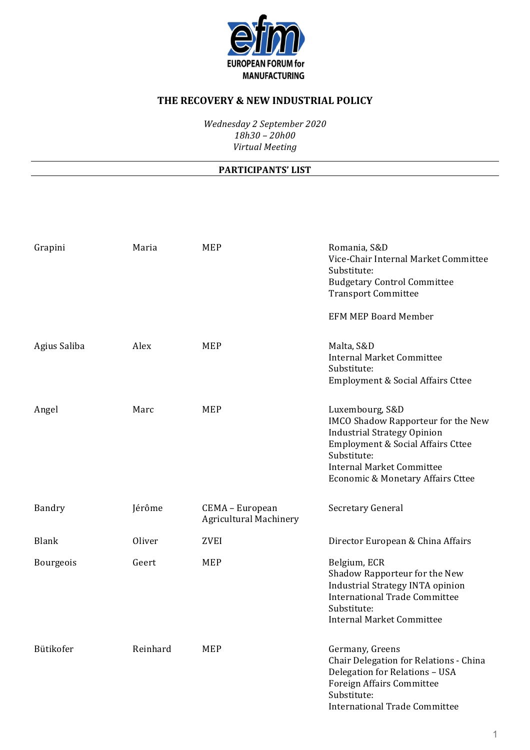**EUROPEAN FORUM for MANUFACTURING**

# THE RECOVERY & NEW INDUSTRIAL POLICY

*Wednesday 2 September 2020*
*18h30 – 20h00*
*Virtual Meeting*

## PARTICIPANTS' LIST

| | | | |
|---|---|---|---|
| Grapini | Maria | MEP | Romania, S&D<br>Vice-Chair Internal Market Committee<br>Substitute:<br>Budgetary Control Committee<br>Transport Committee<br><br>EFM MEP Board Member |
| Agius Saliba | Alex | MEP | Malta, S&D<br>Internal Market Committee<br>Substitute:<br>Employment & Social Affairs Cttee |
| Angel | Marc | MEP | Luxembourg, S&D<br>IMCO Shadow Rapporteur for the New Industrial Strategy Opinion<br>Employment & Social Affairs Cttee<br>Substitute:<br>Internal Market Committee<br>Economic & Monetary Affairs Cttee |
| Bandry | Jérôme | CEMA – European Agricultural Machinery | Secretary General |
| Blank | Oliver | ZVEI | Director European & China Affairs |
| Bourgeois | Geert | MEP | Belgium, ECR<br>Shadow Rapporteur for the New Industrial Strategy INTA opinion<br>International Trade Committee<br>Substitute:<br>Internal Market Committee |
| Bütikofer | Reinhard | MEP | Germany, Greens<br>Chair Delegation for Relations - China<br>Delegation for Relations – USA<br>Foreign Affairs Committee<br>Substitute:<br>International Trade Committee |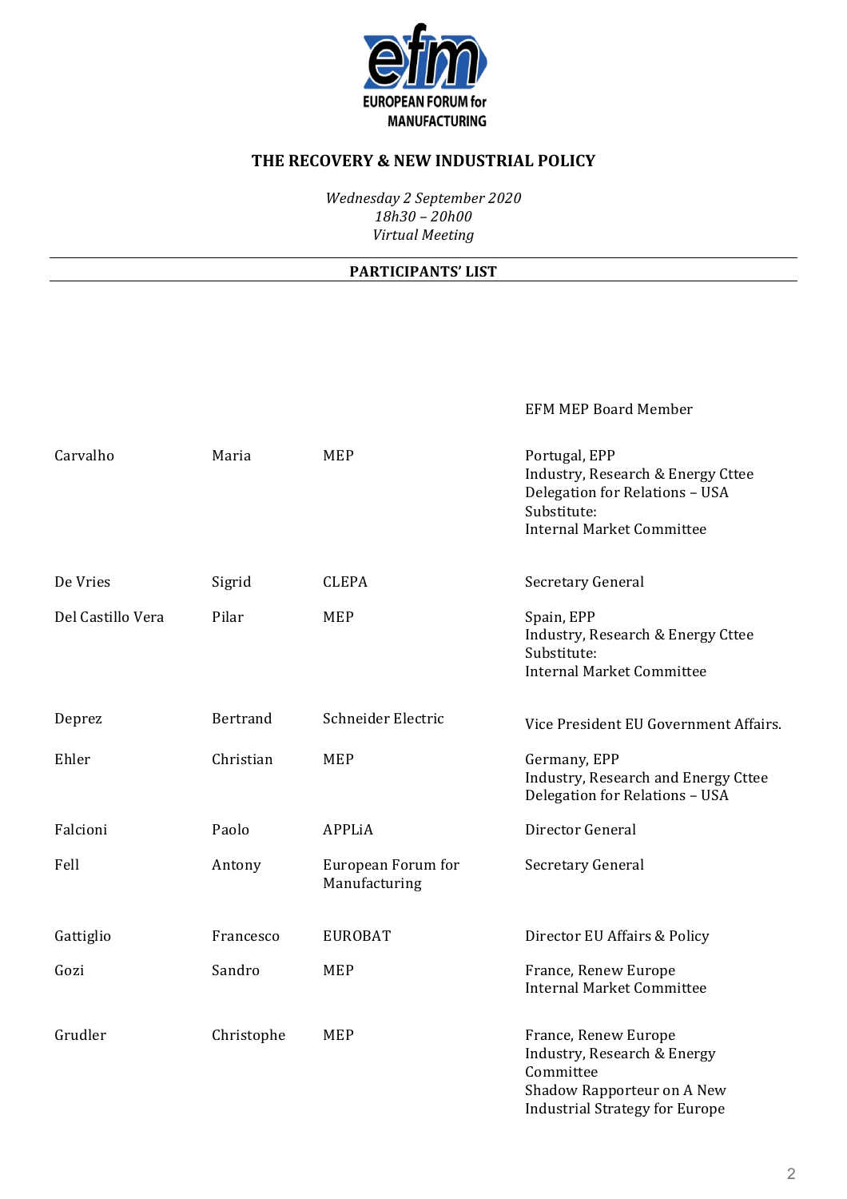EUROPEAN FORUM for MANUFACTURING

## THE RECOVERY & NEW INDUSTRIAL POLICY

*Wednesday 2 September 2020*
*18h30 – 20h00*
*Virtual Meeting*

**PARTICIPANTS' LIST**

| | | | |
|---|---|---|---|
| | | | EFM MEP Board Member |
| Carvalho | Maria | MEP | Portugal, EPP<br>Industry, Research & Energy Cttee<br>Delegation for Relations – USA<br>Substitute:<br>Internal Market Committee |
| De Vries | Sigrid | CLEPA | Secretary General |
| Del Castillo Vera | Pilar | MEP | Spain, EPP<br>Industry, Research & Energy Cttee<br>Substitute:<br>Internal Market Committee |
| Deprez | Bertrand | Schneider Electric | Vice President EU Government Affairs. |
| Ehler | Christian | MEP | Germany, EPP<br>Industry, Research and Energy Cttee<br>Delegation for Relations – USA |
| Falcioni | Paolo | APPLiA | Director General |
| Fell | Antony | European Forum for Manufacturing | Secretary General |
| Gattiglio | Francesco | EUROBAT | Director EU Affairs & Policy |
| Gozi | Sandro | MEP | France, Renew Europe<br>Internal Market Committee |
| Grudler | Christophe | MEP | France, Renew Europe<br>Industry, Research & Energy Committee<br>Shadow Rapporteur on A New Industrial Strategy for Europe |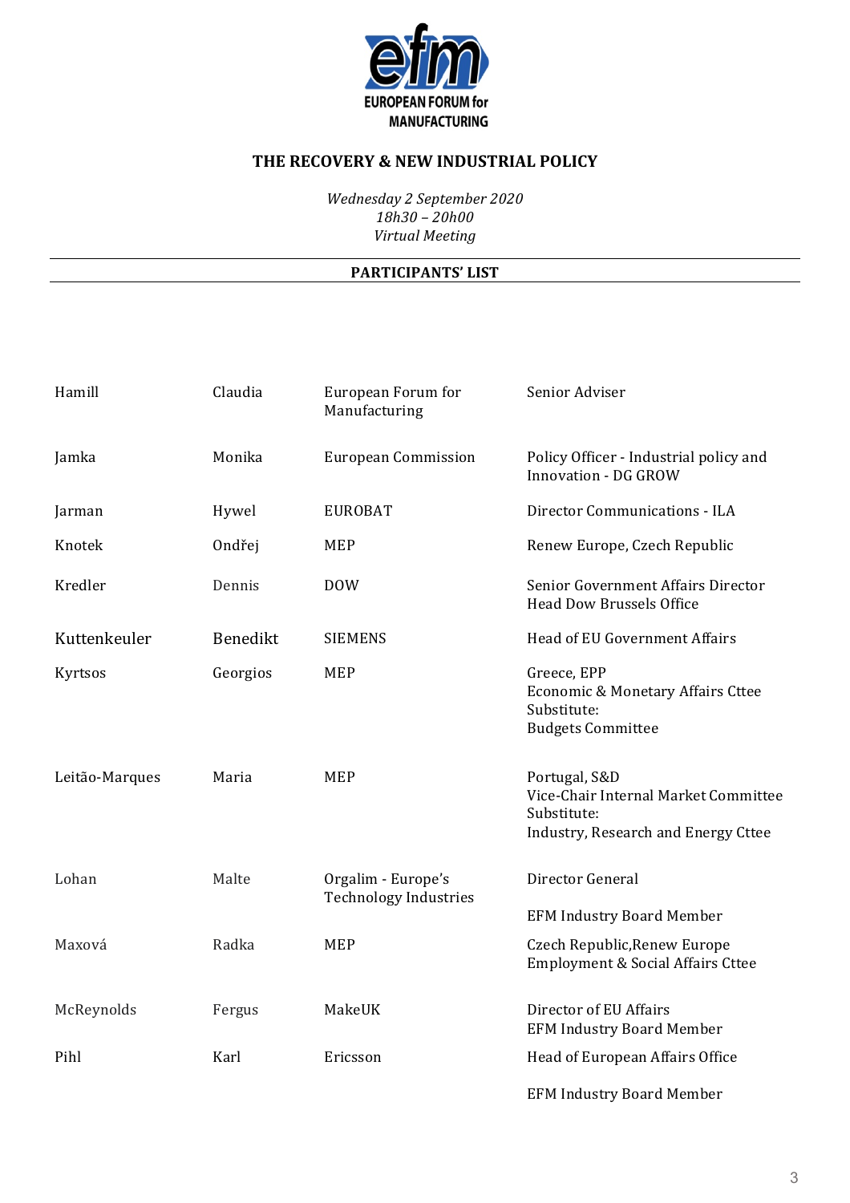**EUROPEAN FORUM for MANUFACTURING**

## THE RECOVERY & NEW INDUSTRIAL POLICY

*Wednesday 2 September 2020*
*18h30 – 20h00*
*Virtual Meeting*

**PARTICIPANTS' LIST**

| | | | |
|---|---|---|---|
| Hamill | Claudia | European Forum for Manufacturing | Senior Adviser |
| Jamka | Monika | European Commission | Policy Officer - Industrial policy and Innovation - DG GROW |
| Jarman | Hywel | EUROBAT | Director Communications - ILA |
| Knotek | Ondřej | MEP | Renew Europe, Czech Republic |
| Kredler | Dennis | DOW | Senior Government Affairs Director<br>Head Dow Brussels Office |
| Kuttenkeuler | Benedikt | SIEMENS | Head of EU Government Affairs |
| Kyrtsos | Georgios | MEP | Greece, EPP<br>Economic & Monetary Affairs Cttee<br>Substitute:<br>Budgets Committee |
| Leitão-Marques | Maria | MEP | Portugal, S&D<br>Vice-Chair Internal Market Committee<br>Substitute:<br>Industry, Research and Energy Cttee |
| Lohan | Malte | Orgalim - Europe's Technology Industries | Director General<br><br>EFM Industry Board Member |
| Maxová | Radka | MEP | Czech Republic,Renew Europe<br>Employment & Social Affairs Cttee |
| McReynolds | Fergus | MakeUK | Director of EU Affairs<br>EFM Industry Board Member |
| Pihl | Karl | Ericsson | Head of European Affairs Office<br><br>EFM Industry Board Member |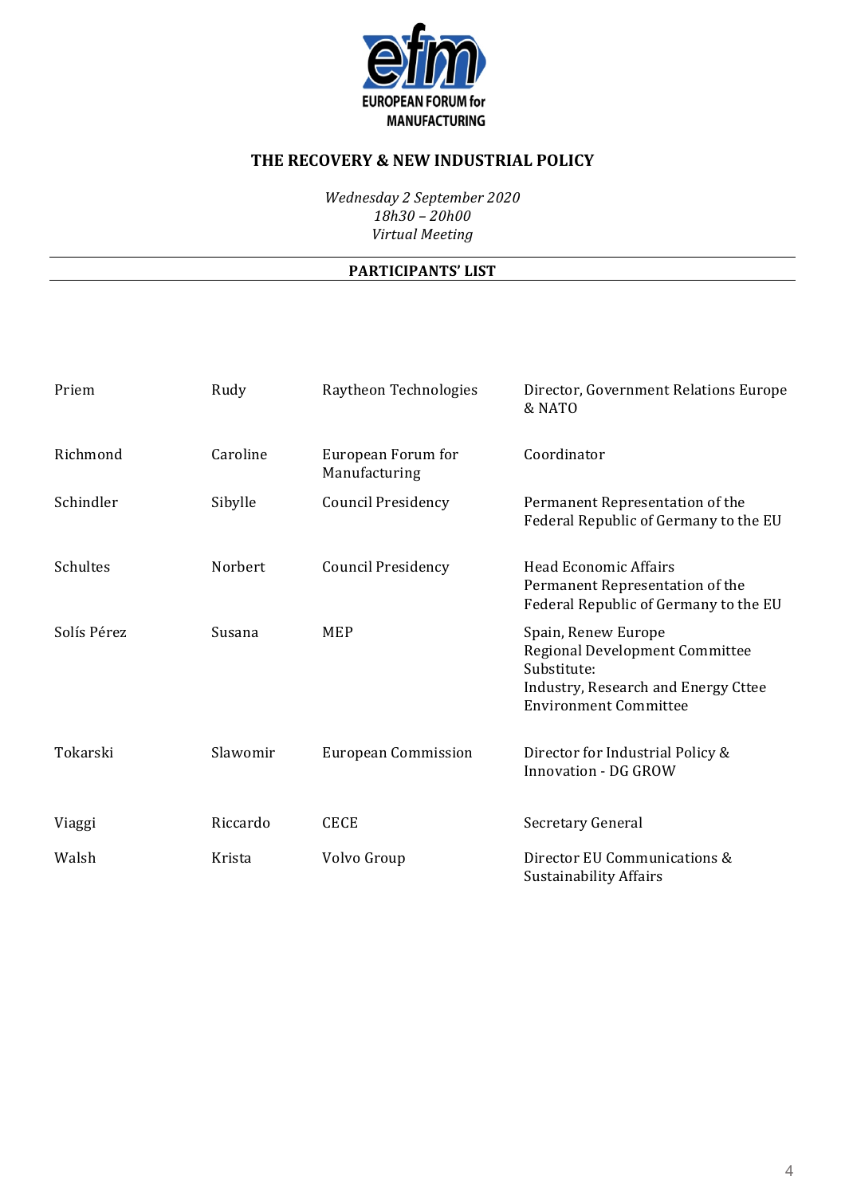## THE RECOVERY & NEW INDUSTRIAL POLICY

*Wednesday 2 September 2020*
*18h30 – 20h00*
*Virtual Meeting*

**PARTICIPANTS' LIST**

| | | | |
|---|---|---|---|
| Priem | Rudy | Raytheon Technologies | Director, Government Relations Europe & NATO |
| Richmond | Caroline | European Forum for Manufacturing | Coordinator |
| Schindler | Sibylle | Council Presidency | Permanent Representation of the Federal Republic of Germany to the EU |
| Schultes | Norbert | Council Presidency | Head Economic Affairs<br>Permanent Representation of the Federal Republic of Germany to the EU |
| Solís Pérez | Susana | MEP | Spain, Renew Europe<br>Regional Development Committee<br>Substitute:<br>Industry, Research and Energy Cttee<br>Environment Committee |
| Tokarski | Slawomir | European Commission | Director for Industrial Policy & Innovation - DG GROW |
| Viaggi | Riccardo | CECE | Secretary General |
| Walsh | Krista | Volvo Group | Director EU Communications & Sustainability Affairs |